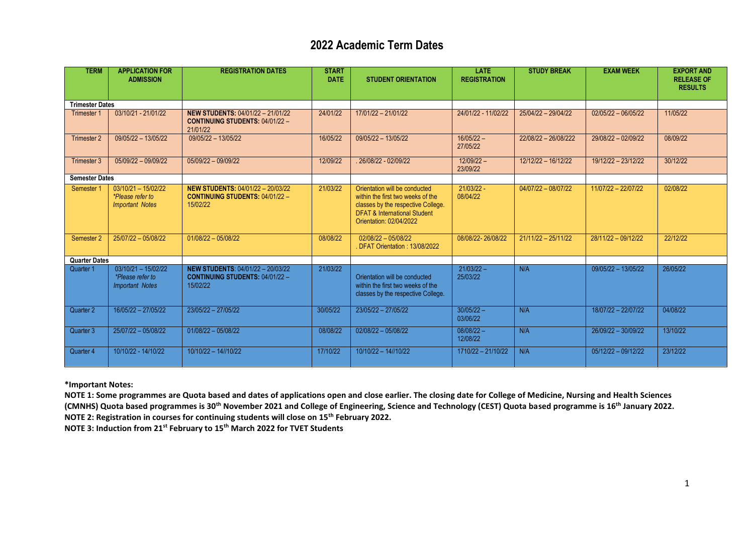# 2022 Academic Term Dates

| TERM | APPLICATION FOR ADMISSION | REGISTRATION DATES | START DATE | STUDENT ORIENTATION | LATE REGISTRATION | STUDY BREAK | EXAM WEEK | EXPORT AND RELEASE OF RESULTS |
|---|---|---|---|---|---|---|---|---|
| **Trimester Dates** | | | | | | | | |
| Trimester 1 | 03/10/21 - 21/01/22 | **NEW STUDENTS:** 04/01/22 – 21/01/22 **CONTINUING STUDENTS:** 04/01/22 – 21/01/22 | 24/01/22 | 17/01/22 – 21/01/22 | 24/01/22 - 11/02/22 | 25/04/22 – 29/04/22 | 02/05/22 – 06/05/22 | 11/05/22 |
| Trimester 2 | 09/05/22 – 13/05/22 | 09/05/22 – 13/05/22 | 16/05/22 | 09/05/22 – 13/05/22 | 16/05/22 – 27/05/22 | 22/08/22 – 26/08/22 | 29/08/22 – 02/09/22 | 08/09/22 |
| Trimester 3 | 05/09/22 – 09/09/22 | 05/09/22 – 09/09/22 | 12/09/22 | . 26/08/22 - 02/09/22 | 12/09/22 – 23/09/22 | 12/12/22 – 16/12/22 | 19/12/22 – 23/12/22 | 30/12/22 |
| **Semester Dates** | | | | | | | | |
| Semester 1 | 03/10/21 – 15/02/22 *\*Please refer to Important Notes* | **NEW STUDENTS:** 04/01/22 – 20/03/22 **CONTINUING STUDENTS:** 04/01/22 – 15/02/22 | 21/03/22 | Orientation will be conducted within the first two weeks of the classes by the respective College. DFAT & International Student Orientation: 02/04/2022 | 21/03/22 - 08/04/22 | 04/07/22 – 08/07/22 | 11/07/22 – 22/07/22 | 02/08/22 |
| Semester 2 | 25/07/22 – 05/08/22 | 01/08/22 – 05/08/22 | 08/08/22 | 02/08/22 – 05/08/22 . DFAT Orientation : 13/08/2022 | 08/08/22- 26/08/22 | 21/11/22 – 25/11/22 | 28/11/22 – 09/12/22 | 22/12/22 |
| **Quarter Dates** | | | | | | | | |
| Quarter 1 | 03/10/21 – 15/02/22 *\*Please refer to Important Notes* | **NEW STUDENTS:** 04/01/22 – 20/03/22 **CONTINUING STUDENTS:** 04/01/22 – 15/02/22 | 21/03/22 | Orientation will be conducted within the first two weeks of the classes by the respective College. | 21/03/22 – 25/03/22 | N/A | 09/05/22 – 13/05/22 | 26/05/22 |
| Quarter 2 | 16/05/22 – 27/05/22 | 23/05/22 – 27/05/22 | 30/05/22 | 23/05/22 – 27/05/22 | 30/05/22 – 03/06/22 | N/A | 18/07/22 – 22/07/22 | 04/08/22 |
| Quarter 3 | 25/07/22 – 05/08/22 | 01/08/22 – 05/08/22 | 08/08/22 | 02/08/22 – 05/08/22 | 08/08/22 – 12/08/22 | N/A | 26/09/22 – 30/09/22 | 13/10/22 |
| Quarter 4 | 10/10/22 - 14/10/22 | 10/10/22 – 14//10/22 | 17/10/22 | 10/10/22 – 14//10/22 | 1710/22 – 21/10/22 | N/A | 05/12/22 – 09/12/22 | 23/12/22 |

**\*Important Notes:**

**NOTE 1: Some programmes are Quota based and dates of applications open and close earlier. The closing date for College of Medicine, Nursing and Health Sciences (CMNHS) Quota based programmes is 30th November 2021 and College of Engineering, Science and Technology (CEST) Quota based programme is 16th January 2022.**

**NOTE 2: Registration in courses for continuing students will close on 15th February 2022.**

**NOTE 3: Induction from 21st February to 15th March 2022 for TVET Students**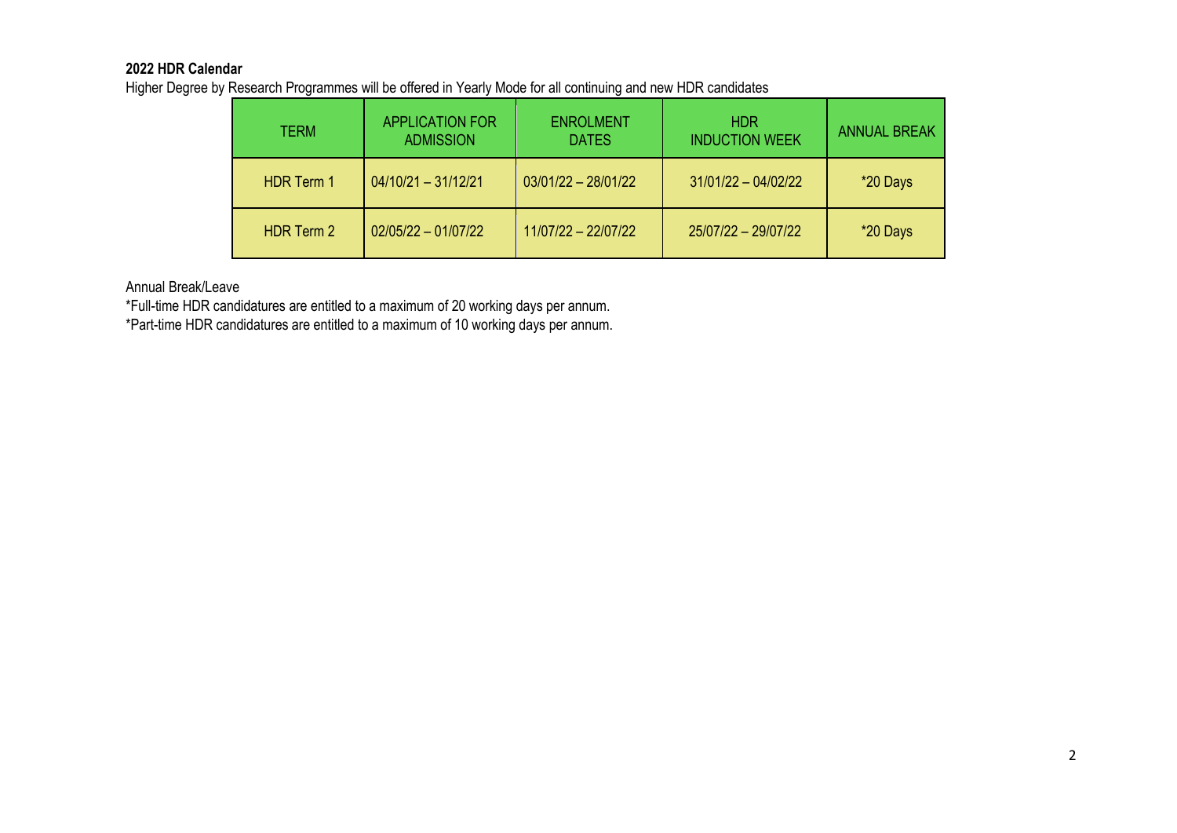**2022 HDR Calendar**

Higher Degree by Research Programmes will be offered in Yearly Mode for all continuing and new HDR candidates

| TERM | APPLICATION FOR ADMISSION | ENROLMENT DATES | HDR INDUCTION WEEK | ANNUAL BREAK |
|---|---|---|---|---|
| HDR Term 1 | 04/10/21 – 31/12/21 | 03/01/22 – 28/01/22 | 31/01/22 – 04/02/22 | *20 Days |
| HDR Term 2 | 02/05/22 – 01/07/22 | 11/07/22 – 22/07/22 | 25/07/22 – 29/07/22 | *20 Days |

Annual Break/Leave

*Full-time HDR candidatures are entitled to a maximum of 20 working days per annum.

*Part-time HDR candidatures are entitled to a maximum of 10 working days per annum.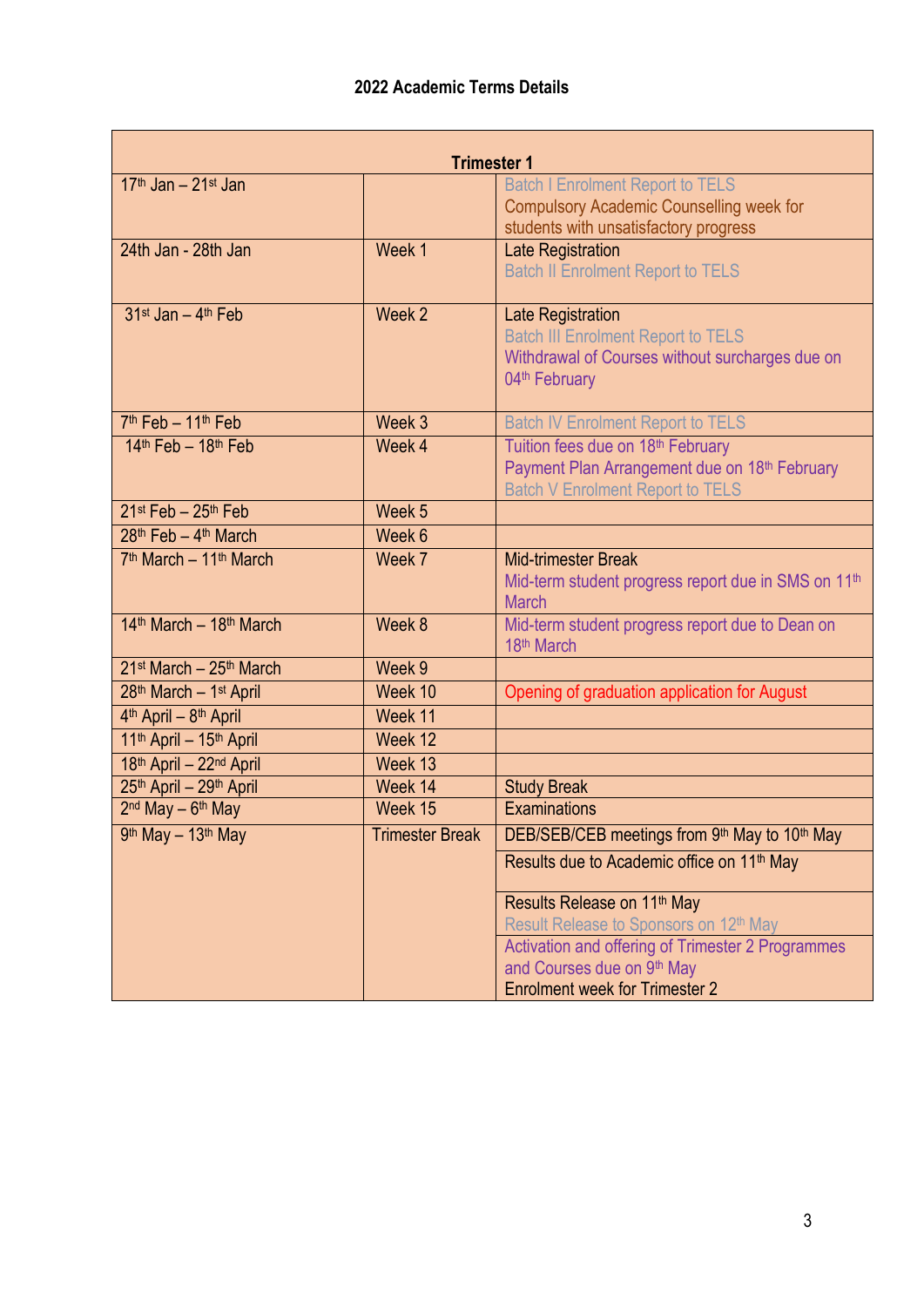**2022 Academic Terms Details**

| Trimester 1 | | |
|---|---|---|
| 17th Jan – 21st Jan | | Batch I Enrolment Report to TELS<br>Compulsory Academic Counselling week for students with unsatisfactory progress |
| 24th Jan - 28th Jan | Week 1 | Late Registration<br>Batch II Enrolment Report to TELS |
| 31st Jan – 4th Feb | Week 2 | Late Registration<br>Batch III Enrolment Report to TELS<br>Withdrawal of Courses without surcharges due on 04th February |
| 7th Feb – 11th Feb | Week 3 | Batch IV Enrolment Report to TELS |
| 14th Feb – 18th Feb | Week 4 | Tuition fees due on 18th February<br>Payment Plan Arrangement due on 18th February<br>Batch V Enrolment Report to TELS |
| 21st Feb – 25th Feb | Week 5 | |
| 28th Feb – 4th March | Week 6 | |
| 7th March – 11th March | Week 7 | Mid-trimester Break<br>Mid-term student progress report due in SMS on 11th March |
| 14th March – 18th March | Week 8 | Mid-term student progress report due to Dean on 18th March |
| 21st March – 25th March | Week 9 | |
| 28th March – 1st April | Week 10 | Opening of graduation application for August |
| 4th April – 8th April | Week 11 | |
| 11th April – 15th April | Week 12 | |
| 18th April – 22nd April | Week 13 | |
| 25th April – 29th April | Week 14 | Study Break |
| 2nd May – 6th May | Week 15 | Examinations |
| 9th May – 13th May | Trimester Break | DEB/SEB/CEB meetings from 9th May to 10th May |
| | | Results due to Academic office on 11th May |
| | | Results Release on 11th May<br>Result Release to Sponsors on 12th May |
| | | Activation and offering of Trimester 2 Programmes and Courses due on 9th May<br>Enrolment week for Trimester 2 |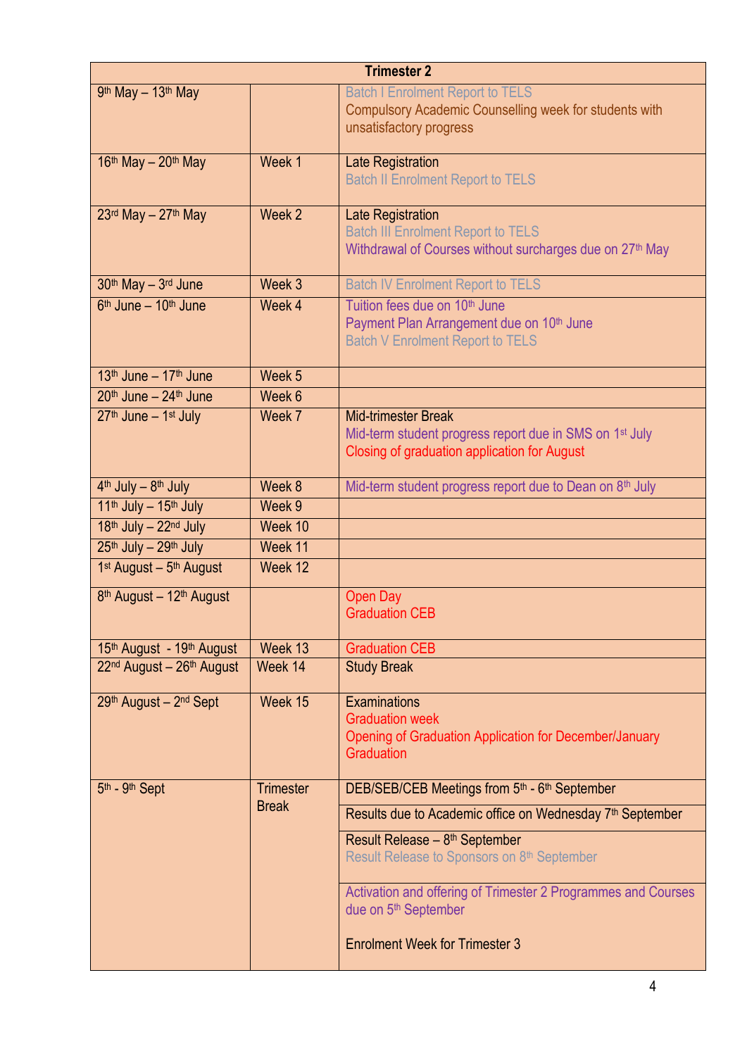| Trimester 2 | | |
|---|---|---|
| 9th May – 13th May | | Batch I Enrolment Report to TELS<br>Compulsory Academic Counselling week for students with unsatisfactory progress |
| 16th May – 20th May | Week 1 | Late Registration<br>Batch II Enrolment Report to TELS |
| 23rd May – 27th May | Week 2 | Late Registration<br>Batch III Enrolment Report to TELS<br>Withdrawal of Courses without surcharges due on 27th May |
| 30th May – 3rd June | Week 3 | Batch IV Enrolment Report to TELS |
| 6th June – 10th June | Week 4 | Tuition fees due on 10th June<br>Payment Plan Arrangement due on 10th June<br>Batch V Enrolment Report to TELS |
| 13th June – 17th June | Week 5 | |
| 20th June – 24th June | Week 6 | |
| 27th June – 1st July | Week 7 | Mid-trimester Break<br>Mid-term student progress report due in SMS on 1st July<br>Closing of graduation application for August |
| 4th July – 8th July | Week 8 | Mid-term student progress report due to Dean on 8th July |
| 11th July – 15th July | Week 9 | |
| 18th July – 22nd July | Week 10 | |
| 25th July – 29th July | Week 11 | |
| 1st August – 5th August | Week 12 | |
| 8th August – 12th August | | Open Day<br>Graduation CEB |
| 15th August - 19th August | Week 13 | Graduation CEB |
| 22nd August – 26th August | Week 14 | Study Break |
| 29th August – 2nd Sept | Week 15 | Examinations<br>Graduation week<br>Opening of Graduation Application for December/January Graduation |
| 5th - 9th Sept | Trimester Break | DEB/SEB/CEB Meetings from 5th - 6th September |
| | | Results due to Academic office on Wednesday 7th September |
| | | Result Release – 8th September<br>Result Release to Sponsors on 8th September |
| | | Activation and offering of Trimester 2 Programmes and Courses due on 5th September<br><br>Enrolment Week for Trimester 3 |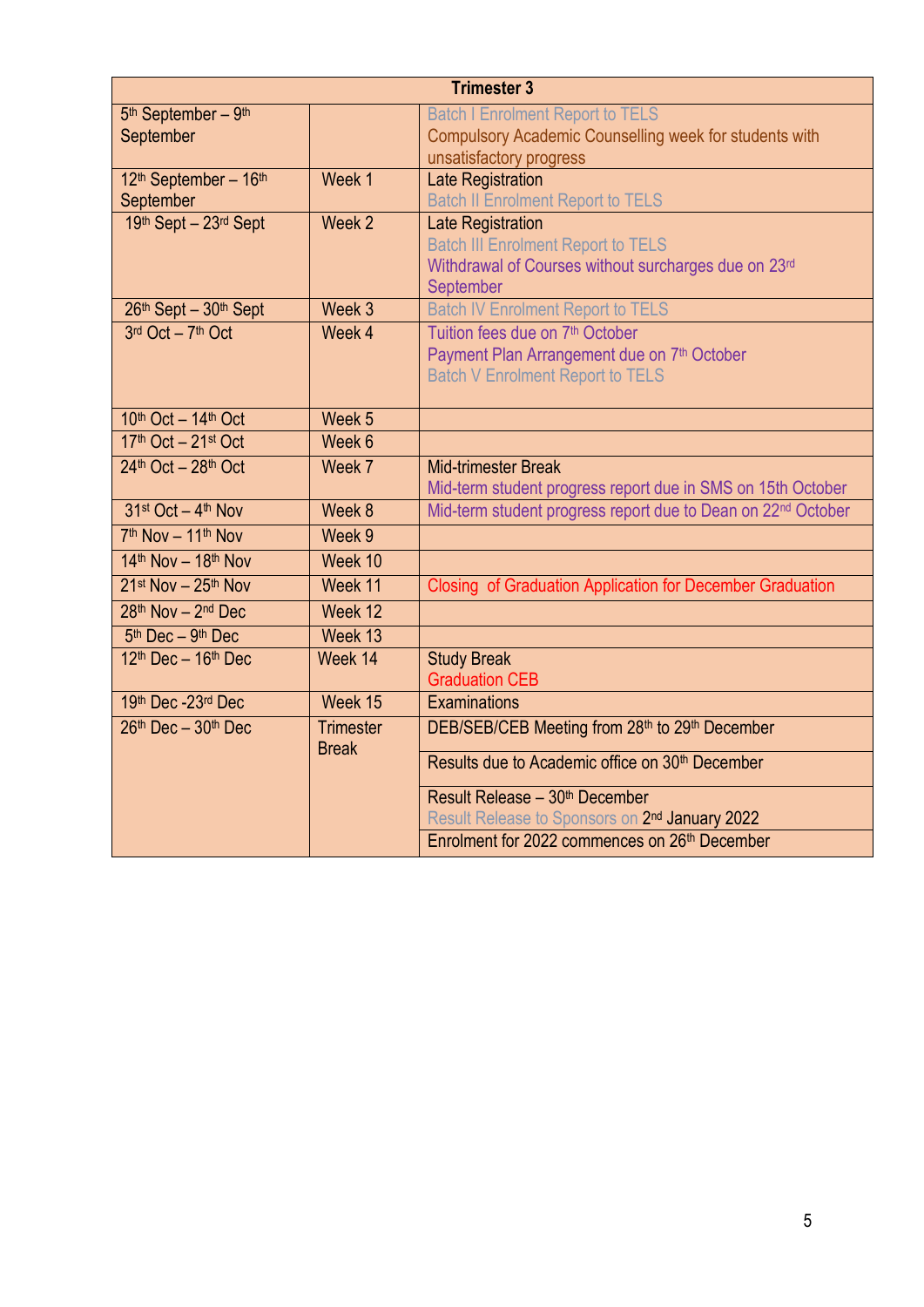| Trimester 3 | | |
|---|---|---|
| 5th September – 9th September | | Batch I Enrolment Report to TELS<br>Compulsory Academic Counselling week for students with unsatisfactory progress |
| 12th September – 16th September | Week 1 | Late Registration<br>Batch II Enrolment Report to TELS |
| 19th Sept – 23rd Sept | Week 2 | Late Registration<br>Batch III Enrolment Report to TELS<br>Withdrawal of Courses without surcharges due on 23rd September |
| 26th Sept – 30th Sept | Week 3 | Batch IV Enrolment Report to TELS |
| 3rd Oct – 7th Oct | Week 4 | Tuition fees due on 7th October<br>Payment Plan Arrangement due on 7th October<br>Batch V Enrolment Report to TELS |
| 10th Oct – 14th Oct | Week 5 | |
| 17th Oct – 21st Oct | Week 6 | |
| 24th Oct – 28th Oct | Week 7 | Mid-trimester Break<br>Mid-term student progress report due in SMS on 15th October |
| 31st Oct – 4th Nov | Week 8 | Mid-term student progress report due to Dean on 22nd October |
| 7th Nov – 11th Nov | Week 9 | |
| 14th Nov – 18th Nov | Week 10 | |
| 21st Nov – 25th Nov | Week 11 | Closing of Graduation Application for December Graduation |
| 28th Nov – 2nd Dec | Week 12 | |
| 5th Dec – 9th Dec | Week 13 | |
| 12th Dec – 16th Dec | Week 14 | Study Break<br>Graduation CEB |
| 19th Dec -23rd Dec | Week 15 | Examinations |
| 26th Dec – 30th Dec | Trimester Break | DEB/SEB/CEB Meeting from 28th to 29th December<br>Results due to Academic office on 30th December<br>Result Release – 30th December<br>Result Release to Sponsors on 2nd January 2022<br>Enrolment for 2022 commences on 26th December |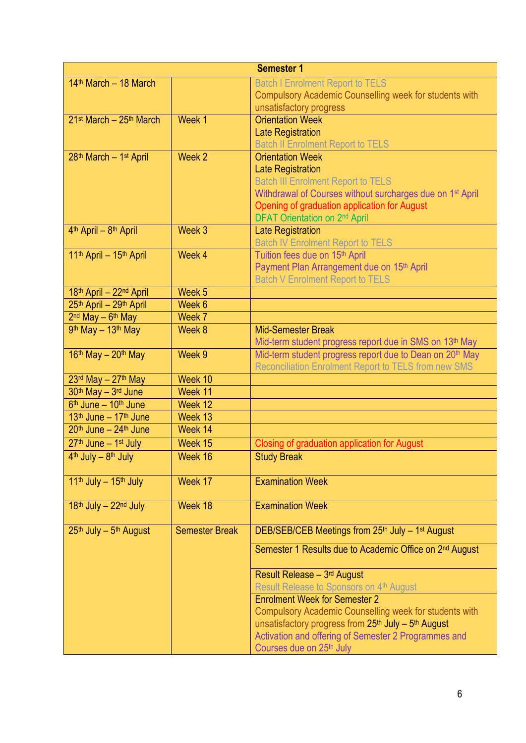| Semester 1 | | |
|---|---|---|
| 14th March – 18 March | | Batch I Enrolment Report to TELS<br>Compulsory Academic Counselling week for students with unsatisfactory progress |
| 21st March – 25th March | Week 1 | Orientation Week<br>Late Registration<br>Batch II Enrolment Report to TELS |
| 28th March – 1st April | Week 2 | Orientation Week<br>Late Registration<br>Batch III Enrolment Report to TELS<br>Withdrawal of Courses without surcharges due on 1st April<br>Opening of graduation application for August<br>DFAT Orientation on 2nd April |
| 4th April – 8th April | Week 3 | Late Registration<br>Batch IV Enrolment Report to TELS |
| 11th April – 15th April | Week 4 | Tuition fees due on 15th April<br>Payment Plan Arrangement due on 15th April<br>Batch V Enrolment Report to TELS |
| 18th April – 22nd April | Week 5 | |
| 25th April – 29th April | Week 6 | |
| 2nd May – 6th May | Week 7 | |
| 9th May – 13th May | Week 8 | Mid-Semester Break<br>Mid-term student progress report due in SMS on 13th May |
| 16th May – 20th May | Week 9 | Mid-term student progress report due to Dean on 20th May<br>Reconciliation Enrolment Report to TELS from new SMS |
| 23rd May – 27th May | Week 10 | |
| 30th May – 3rd June | Week 11 | |
| 6th June – 10th June | Week 12 | |
| 13th June – 17th June | Week 13 | |
| 20th June – 24th June | Week 14 | |
| 27th June – 1st July | Week 15 | Closing of graduation application for August |
| 4th July – 8th July | Week 16 | Study Break |
| 11th July – 15th July | Week 17 | Examination Week |
| 18th July – 22nd July | Week 18 | Examination Week |
| 25th July – 5th August | Semester Break | DEB/SEB/CEB Meetings from 25th July – 1st August |
| | | Semester 1 Results due to Academic Office on 2nd August |
| | | Result Release – 3rd August<br>Result Release to Sponsors on 4th August |
| | | Enrolment Week for Semester 2<br>Compulsory Academic Counselling week for students with unsatisfactory progress from 25th July – 5th August<br>Activation and offering of Semester 2 Programmes and Courses due on 25th July |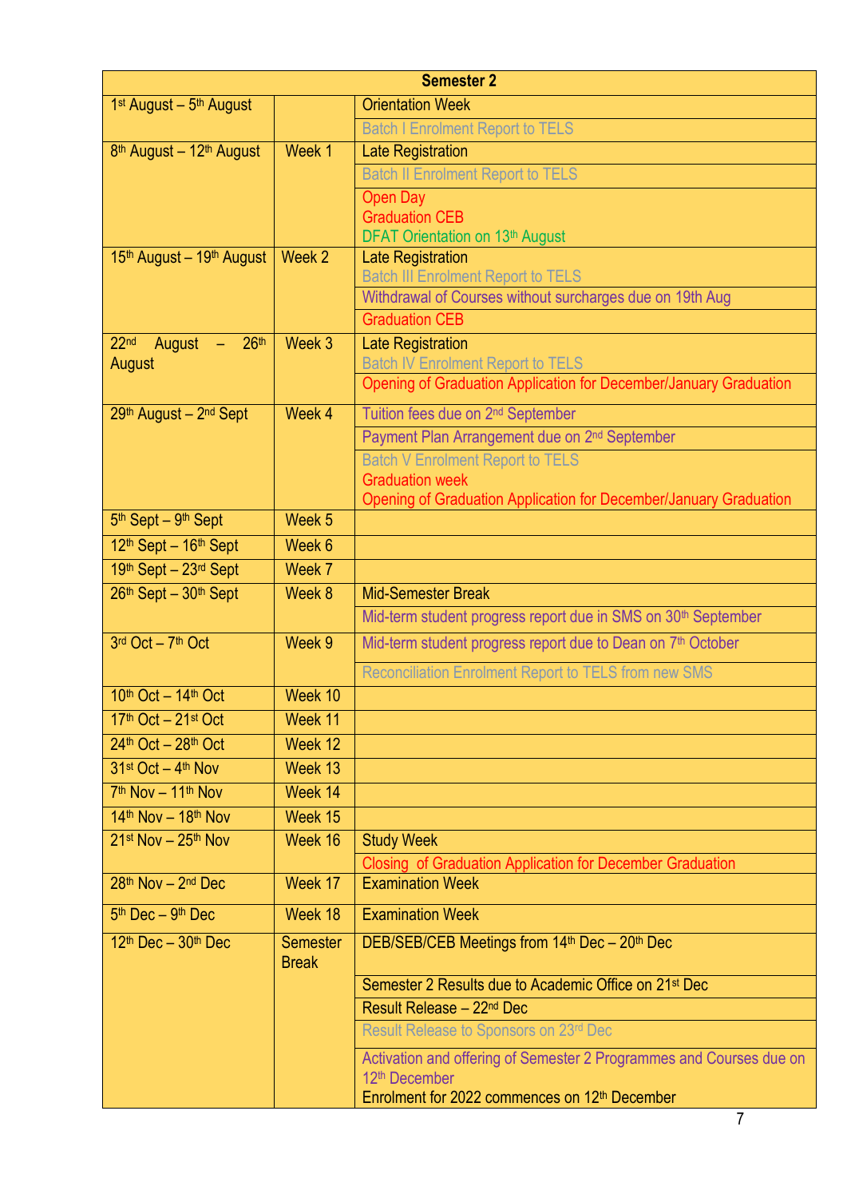| Semester 2 | | |
|---|---|---|
| 1st August – 5th August | | Orientation Week<br>Batch I Enrolment Report to TELS |
| 8th August – 12th August | Week 1 | Late Registration<br>Batch II Enrolment Report to TELS<br>Open Day<br>Graduation CEB<br>DFAT Orientation on 13th August |
| 15th August – 19th August | Week 2 | Late Registration<br>Batch III Enrolment Report to TELS<br>Withdrawal of Courses without surcharges due on 19th Aug<br>Graduation CEB |
| 22nd August – 26th August | Week 3 | Late Registration<br>Batch IV Enrolment Report to TELS<br>Opening of Graduation Application for December/January Graduation |
| 29th August – 2nd Sept | Week 4 | Tuition fees due on 2nd September<br>Payment Plan Arrangement due on 2nd September<br>Batch V Enrolment Report to TELS<br>Graduation week<br>Opening of Graduation Application for December/January Graduation |
| 5th Sept – 9th Sept | Week 5 | |
| 12th Sept – 16th Sept | Week 6 | |
| 19th Sept – 23rd Sept | Week 7 | |
| 26th Sept – 30th Sept | Week 8 | Mid-Semester Break<br>Mid-term student progress report due in SMS on 30th September |
| 3rd Oct – 7th Oct | Week 9 | Mid-term student progress report due to Dean on 7th October<br>Reconciliation Enrolment Report to TELS from new SMS |
| 10th Oct – 14th Oct | Week 10 | |
| 17th Oct – 21st Oct | Week 11 | |
| 24th Oct – 28th Oct | Week 12 | |
| 31st Oct – 4th Nov | Week 13 | |
| 7th Nov – 11th Nov | Week 14 | |
| 14th Nov – 18th Nov | Week 15 | |
| 21st Nov – 25th Nov | Week 16 | Study Week<br>Closing of Graduation Application for December Graduation |
| 28th Nov – 2nd Dec | Week 17 | Examination Week |
| 5th Dec – 9th Dec | Week 18 | Examination Week |
| 12th Dec – 30th Dec | Semester Break | DEB/SEB/CEB Meetings from 14th Dec – 20th Dec<br>Semester 2 Results due to Academic Office on 21st Dec<br>Result Release – 22nd Dec<br>Result Release to Sponsors on 23rd Dec<br>Activation and offering of Semester 2 Programmes and Courses due on 12th December<br>Enrolment for 2022 commences on 12th December |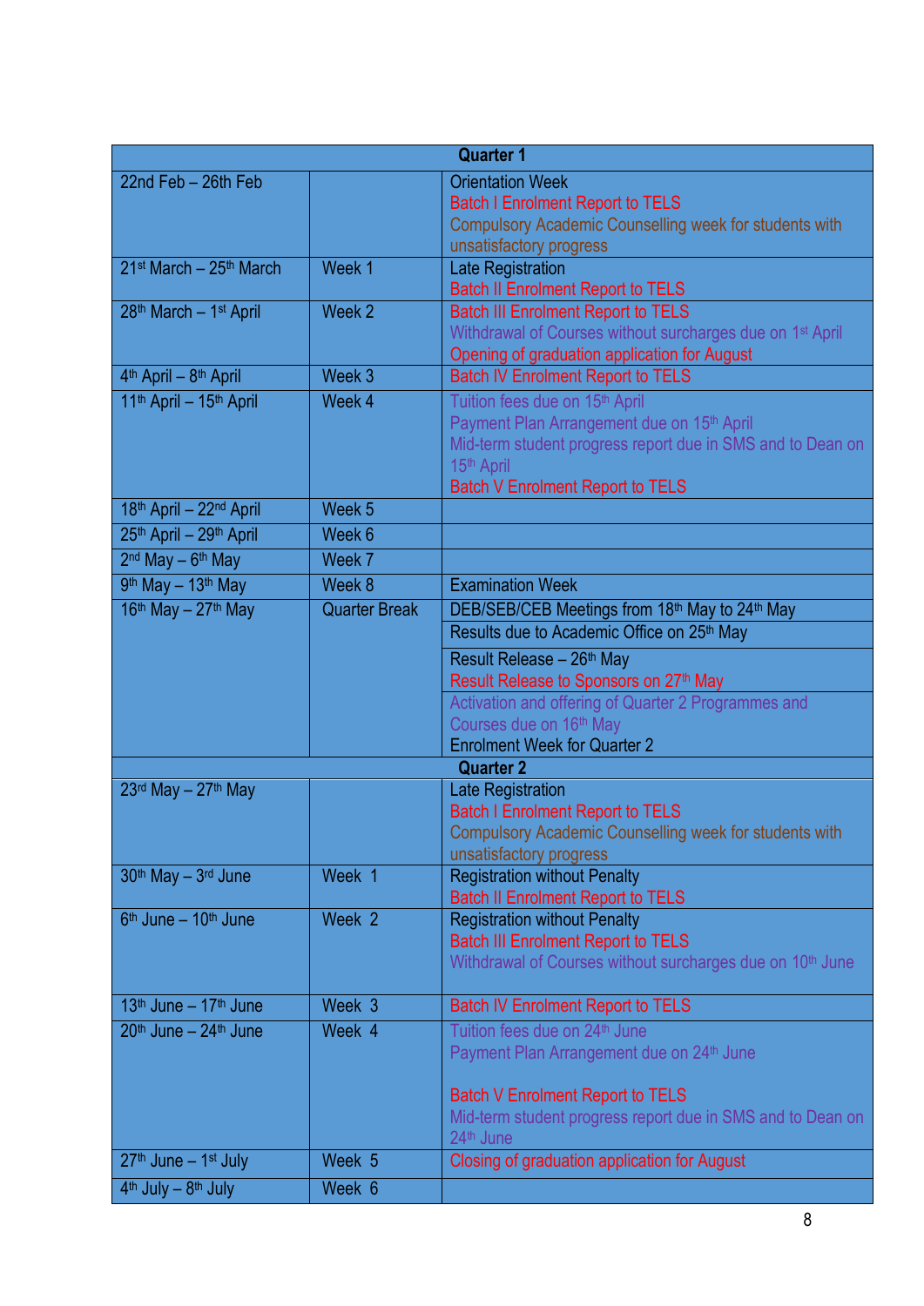| Quarter 1 | | |
|---|---|---|
| 22nd Feb – 26th Feb | | Orientation Week<br>Batch I Enrolment Report to TELS<br>Compulsory Academic Counselling week for students with unsatisfactory progress |
| 21st March – 25th March | Week 1 | Late Registration<br>Batch II Enrolment Report to TELS |
| 28th March – 1st April | Week 2 | Batch III Enrolment Report to TELS<br>Withdrawal of Courses without surcharges due on 1st April<br>Opening of graduation application for August |
| 4th April – 8th April | Week 3 | Batch IV Enrolment Report to TELS |
| 11th April – 15th April | Week 4 | Tuition fees due on 15th April<br>Payment Plan Arrangement due on 15th April<br>Mid-term student progress report due in SMS and to Dean on 15th April<br>Batch V Enrolment Report to TELS |
| 18th April – 22nd April | Week 5 | |
| 25th April – 29th April | Week 6 | |
| 2nd May – 6th May | Week 7 | |
| 9th May – 13th May | Week 8 | Examination Week |
| 16th May – 27th May | Quarter Break | DEB/SEB/CEB Meetings from 18th May to 24th May<br>Results due to Academic Office on 25th May<br>Result Release – 26th May<br>Result Release to Sponsors on 27th May<br>Activation and offering of Quarter 2 Programmes and Courses due on 16th May<br>Enrolment Week for Quarter 2 |
| **Quarter 2** | | |
| 23rd May – 27th May | | Late Registration<br>Batch I Enrolment Report to TELS<br>Compulsory Academic Counselling week for students with unsatisfactory progress |
| 30th May – 3rd June | Week 1 | Registration without Penalty<br>Batch II Enrolment Report to TELS |
| 6th June – 10th June | Week 2 | Registration without Penalty<br>Batch III Enrolment Report to TELS<br>Withdrawal of Courses without surcharges due on 10th June |
| 13th June – 17th June | Week 3 | Batch IV Enrolment Report to TELS |
| 20th June – 24th June | Week 4 | Tuition fees due on 24th June<br>Payment Plan Arrangement due on 24th June<br>Batch V Enrolment Report to TELS<br>Mid-term student progress report due in SMS and to Dean on 24th June |
| 27th June – 1st July | Week 5 | Closing of graduation application for August |
| 4th July – 8th July | Week 6 | |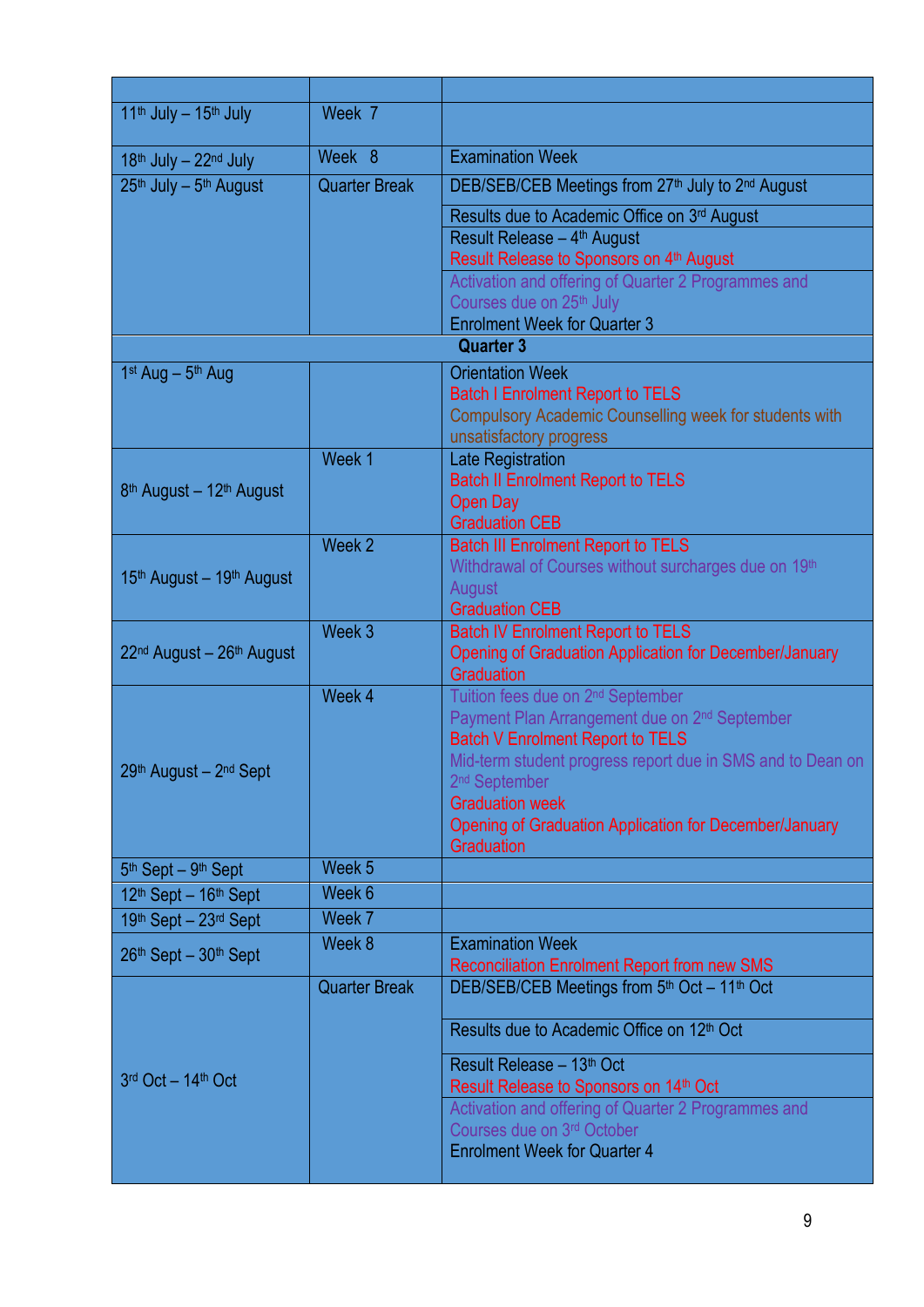| | | |
|---|---|---|
| 11th July – 15th July | Week 7 | |
| 18th July – 22nd July | Week 8 | Examination Week |
| 25th July – 5th August | Quarter Break | DEB/SEB/CEB Meetings from 27th July to 2nd August<br>Results due to Academic Office on 3rd August<br>Result Release – 4th August<br>Result Release to Sponsors on 4th August<br>Activation and offering of Quarter 2 Programmes and Courses due on 25th July<br>Enrolment Week for Quarter 3 |
| **Quarter 3** | | |
| 1st Aug – 5th Aug | | Orientation Week<br>Batch I Enrolment Report to TELS<br>Compulsory Academic Counselling week for students with unsatisfactory progress |
| 8th August – 12th August | Week 1 | Late Registration<br>Batch II Enrolment Report to TELS<br>Open Day<br>Graduation CEB |
| 15th August – 19th August | Week 2 | Batch III Enrolment Report to TELS<br>Withdrawal of Courses without surcharges due on 19th August<br>Graduation CEB |
| 22nd August – 26th August | Week 3 | Batch IV Enrolment Report to TELS<br>Opening of Graduation Application for December/January Graduation |
| 29th August – 2nd Sept | Week 4 | Tuition fees due on 2nd September<br>Payment Plan Arrangement due on 2nd September<br>Batch V Enrolment Report to TELS<br>Mid-term student progress report due in SMS and to Dean on 2nd September<br>Graduation week<br>Opening of Graduation Application for December/January Graduation |
| 5th Sept – 9th Sept | Week 5 | |
| 12th Sept – 16th Sept | Week 6 | |
| 19th Sept – 23rd Sept | Week 7 | |
| 26th Sept – 30th Sept | Week 8 | Examination Week<br>Reconciliation Enrolment Report from new SMS |
| 3rd Oct – 14th Oct | Quarter Break | DEB/SEB/CEB Meetings from 5th Oct – 11th Oct<br>Results due to Academic Office on 12th Oct<br>Result Release – 13th Oct<br>Result Release to Sponsors on 14th Oct<br>Activation and offering of Quarter 2 Programmes and Courses due on 3rd October<br>Enrolment Week for Quarter 4 |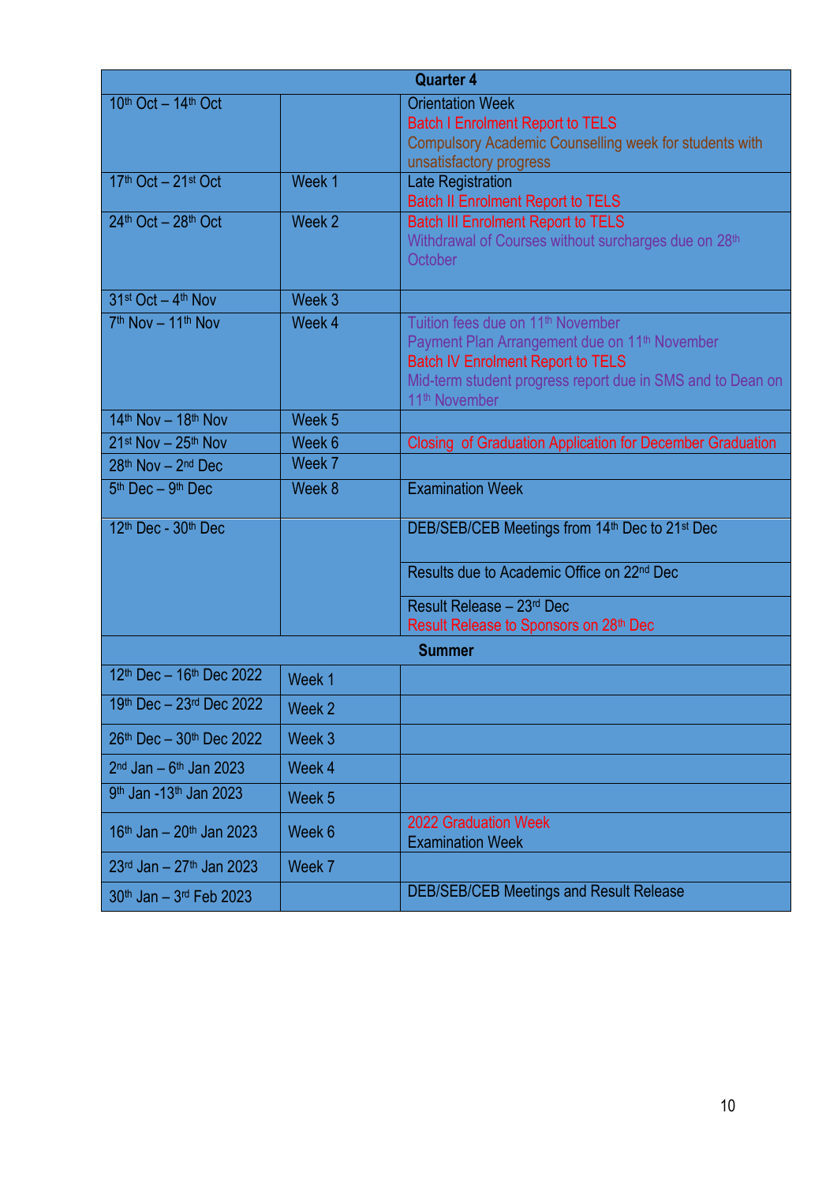| Quarter 4 | | |
|---|---|---|
| 10th Oct – 14th Oct | | Orientation Week<br>Batch I Enrolment Report to TELS<br>Compulsory Academic Counselling week for students with unsatisfactory progress |
| 17th Oct – 21st Oct | Week 1 | Late Registration<br>Batch II Enrolment Report to TELS |
| 24th Oct – 28th Oct | Week 2 | Batch III Enrolment Report to TELS<br>Withdrawal of Courses without surcharges due on 28th October |
| 31st Oct – 4th Nov | Week 3 | |
| 7th Nov – 11th Nov | Week 4 | Tuition fees due on 11th November<br>Payment Plan Arrangement due on 11th November<br>Batch IV Enrolment Report to TELS<br>Mid-term student progress report due in SMS and to Dean on 11th November |
| 14th Nov – 18th Nov | Week 5 | |
| 21st Nov – 25th Nov | Week 6 | Closing of Graduation Application for December Graduation |
| 28th Nov – 2nd Dec | Week 7 | |
| 5th Dec – 9th Dec | Week 8 | Examination Week |
| 12th Dec - 30th Dec | | DEB/SEB/CEB Meetings from 14th Dec to 21st Dec<br>Results due to Academic Office on 22nd Dec<br>Result Release – 23rd Dec<br>Result Release to Sponsors on 28th Dec |
| **Summer** | | |
| 12th Dec – 16th Dec 2022 | Week 1 | |
| 19th Dec – 23rd Dec 2022 | Week 2 | |
| 26th Dec – 30th Dec 2022 | Week 3 | |
| 2nd Jan – 6th Jan 2023 | Week 4 | |
| 9th Jan -13th Jan 2023 | Week 5 | |
| 16th Jan – 20th Jan 2023 | Week 6 | 2022 Graduation Week<br>Examination Week |
| 23rd Jan – 27th Jan 2023 | Week 7 | |
| 30th Jan – 3rd Feb 2023 | | DEB/SEB/CEB Meetings and Result Release |